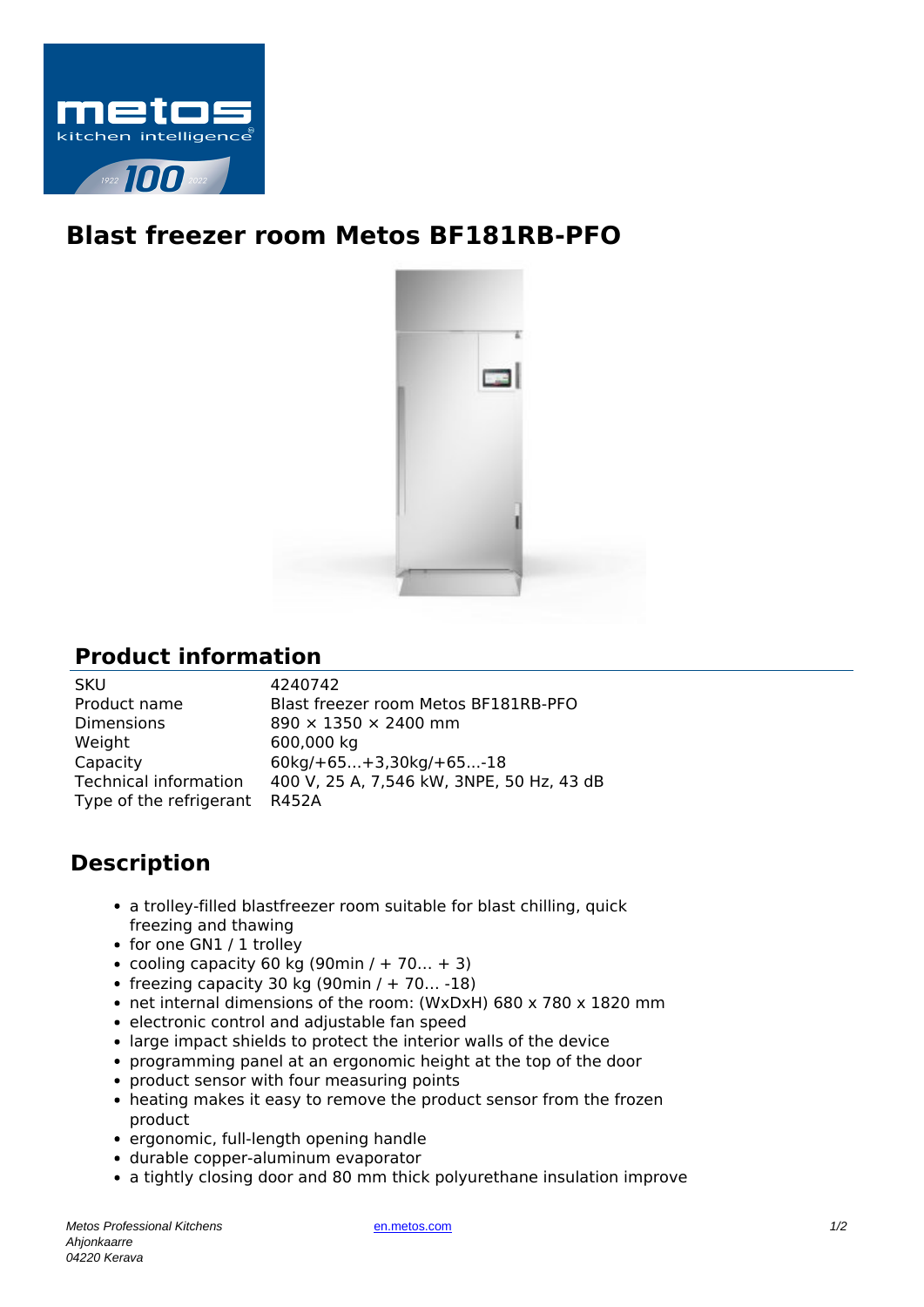# Blast freezer room Metos BF181RB-PFO

## Product information

| | |
|---|---|
| SKU | 4240742 |
| Product name | Blast freezer room Metos BF181RB-PFO |
| Dimensions | 890 × 1350 × 2400 mm |
| Weight | 600,000 kg |
| Capacity | 60kg/+65...+3,30kg/+65...-18 |
| Technical information | 400 V, 25 A, 7,546 kW, 3NPE, 50 Hz, 43 dB |
| Type of the refrigerant | R452A |

## Description

- a trolley-filled blastfreezer room suitable for blast chilling, quick freezing and thawing
- for one GN1 / 1 trolley
- cooling capacity 60 kg (90min / + 70... + 3)
- freezing capacity 30 kg (90min / + 70... -18)
- net internal dimensions of the room: (WxDxH) 680 x 780 x 1820 mm
- electronic control and adjustable fan speed
- large impact shields to protect the interior walls of the device
- programming panel at an ergonomic height at the top of the door
- product sensor with four measuring points
- heating makes it easy to remove the product sensor from the frozen product
- ergonomic, full-length opening handle
- durable copper-aluminum evaporator
- a tightly closing door and 80 mm thick polyurethane insulation improve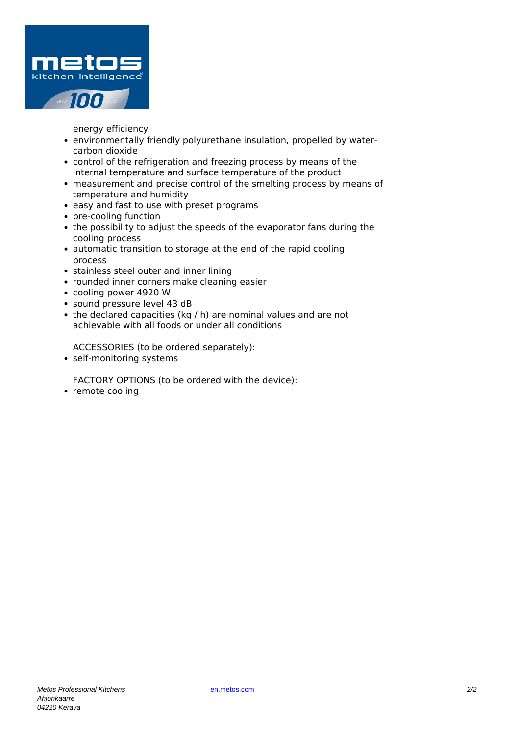energy efficiency

- environmentally friendly polyurethane insulation, propelled by water-carbon dioxide
- control of the refrigeration and freezing process by means of the internal temperature and surface temperature of the product
- measurement and precise control of the smelting process by means of temperature and humidity
- easy and fast to use with preset programs
- pre-cooling function
- the possibility to adjust the speeds of the evaporator fans during the cooling process
- automatic transition to storage at the end of the rapid cooling process
- stainless steel outer and inner lining
- rounded inner corners make cleaning easier
- cooling power 4920 W
- sound pressure level 43 dB
- the declared capacities (kg / h) are nominal values and are not achievable with all foods or under all conditions

ACCESSORIES (to be ordered separately):

- self-monitoring systems

FACTORY OPTIONS (to be ordered with the device):

- remote cooling